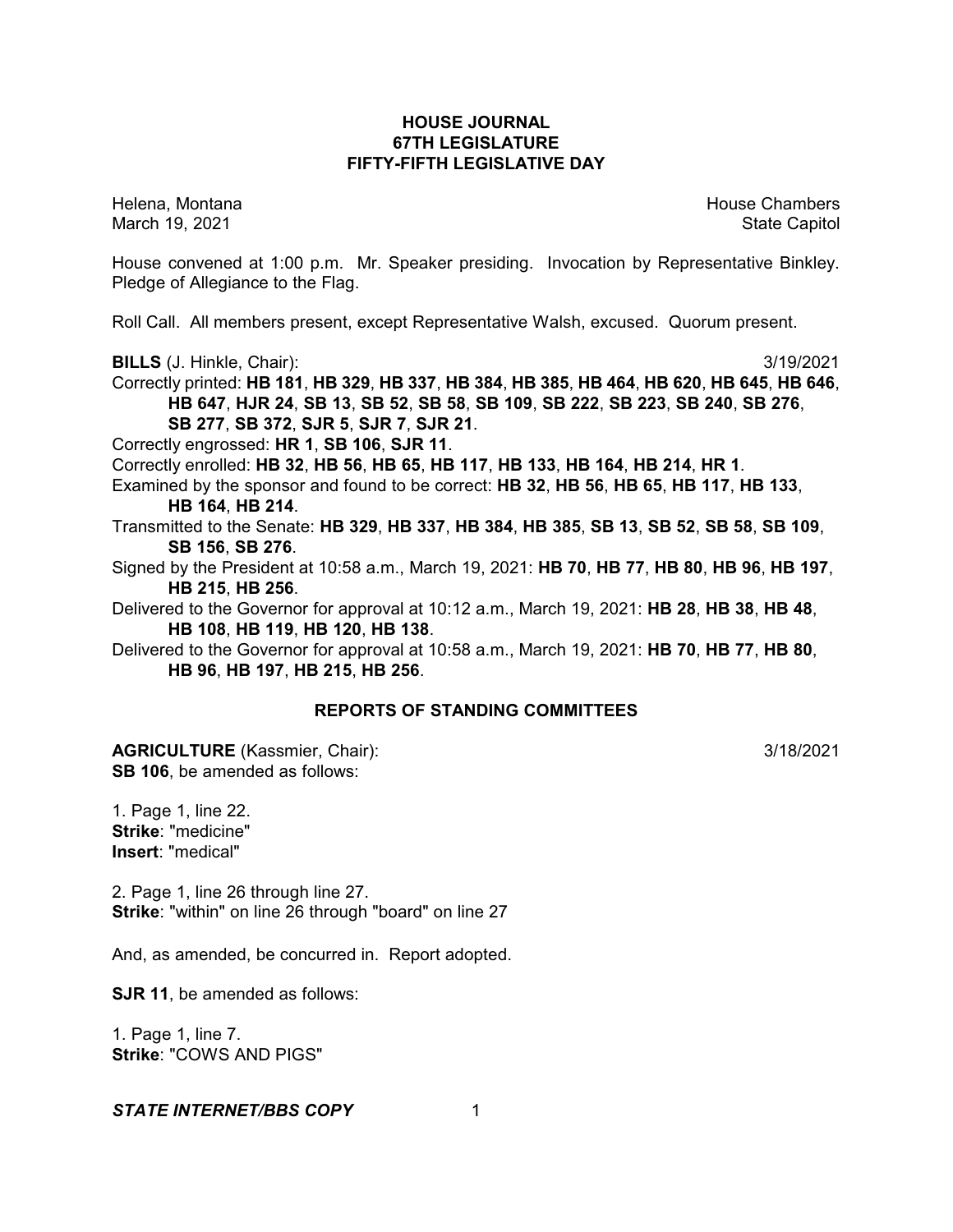# HOUSE JOURNAL
# 67TH LEGISLATURE
# FIFTY-FIFTH LEGISLATIVE DAY

Helena, Montana House Chambers
March 19, 2021 State Capitol

House convened at 1:00 p.m. Mr. Speaker presiding. Invocation by Representative Binkley. Pledge of Allegiance to the Flag.

Roll Call. All members present, except Representative Walsh, excused. Quorum present.

**BILLS** (J. Hinkle, Chair): 3/19/2021

Correctly printed: **HB 181**, **HB 329**, **HB 337**, **HB 384**, **HB 385**, **HB 464**, **HB 620**, **HB 645**, **HB 646**, **HB 647**, **HJR 24**, **SB 13**, **SB 52**, **SB 58**, **SB 109**, **SB 222**, **SB 223**, **SB 240**, **SB 276**, **SB 277**, **SB 372**, **SJR 5**, **SJR 7**, **SJR 21**.

Correctly engrossed: **HR 1**, **SB 106**, **SJR 11**.

Correctly enrolled: **HB 32**, **HB 56**, **HB 65**, **HB 117**, **HB 133**, **HB 164**, **HB 214**, **HR 1**.

Examined by the sponsor and found to be correct: **HB 32**, **HB 56**, **HB 65**, **HB 117**, **HB 133**, **HB 164**, **HB 214**.

Transmitted to the Senate: **HB 329**, **HB 337**, **HB 384**, **HB 385**, **SB 13**, **SB 52**, **SB 58**, **SB 109**, **SB 156**, **SB 276**.

Signed by the President at 10:58 a.m., March 19, 2021: **HB 70**, **HB 77**, **HB 80**, **HB 96**, **HB 197**, **HB 215**, **HB 256**.

Delivered to the Governor for approval at 10:12 a.m., March 19, 2021: **HB 28**, **HB 38**, **HB 48**, **HB 108**, **HB 119**, **HB 120**, **HB 138**.

Delivered to the Governor for approval at 10:58 a.m., March 19, 2021: **HB 70**, **HB 77**, **HB 80**, **HB 96**, **HB 197**, **HB 215**, **HB 256**.

## REPORTS OF STANDING COMMITTEES

**AGRICULTURE** (Kassmier, Chair): 3/18/2021

**SB 106**, be amended as follows:

1. Page 1, line 22.
**Strike**: "medicine"
**Insert**: "medical"

2. Page 1, line 26 through line 27.
**Strike**: "within" on line 26 through "board" on line 27

And, as amended, be concurred in. Report adopted.

**SJR 11**, be amended as follows:

1. Page 1, line 7.
**Strike**: "COWS AND PIGS"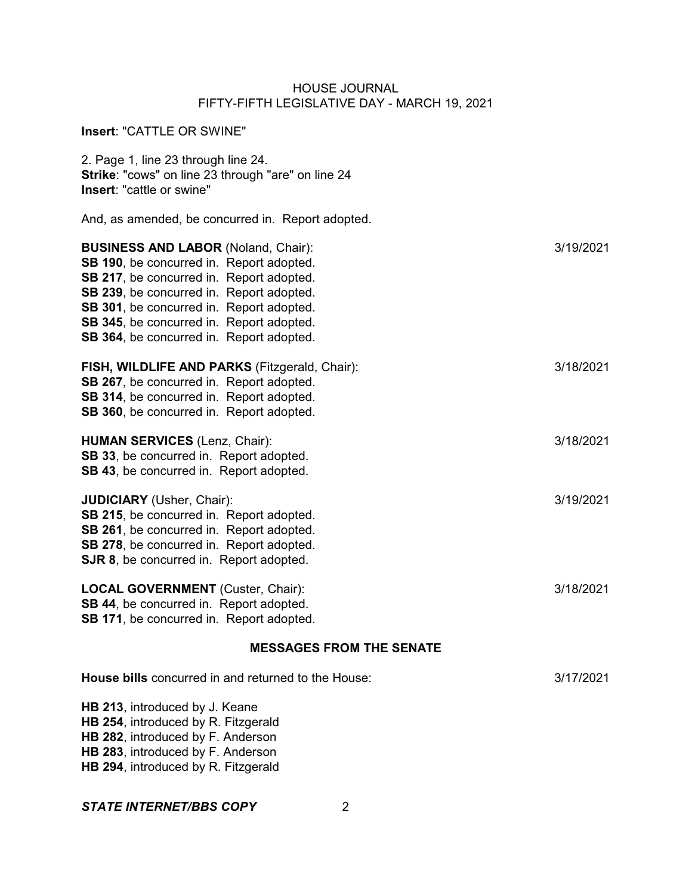**Insert**: "CATTLE OR SWINE"

2. Page 1, line 23 through line 24.
**Strike**: "cows" on line 23 through "are" on line 24
**Insert**: "cattle or swine"

And, as amended, be concurred in. Report adopted.

**BUSINESS AND LABOR** (Noland, Chair): 3/19/2021
**SB 190**, be concurred in. Report adopted.
**SB 217**, be concurred in. Report adopted.
**SB 239**, be concurred in. Report adopted.
**SB 301**, be concurred in. Report adopted.
**SB 345**, be concurred in. Report adopted.
**SB 364**, be concurred in. Report adopted.

**FISH, WILDLIFE AND PARKS** (Fitzgerald, Chair): 3/18/2021
**SB 267**, be concurred in. Report adopted.
**SB 314**, be concurred in. Report adopted.
**SB 360**, be concurred in. Report adopted.

**HUMAN SERVICES** (Lenz, Chair): 3/18/2021
**SB 33**, be concurred in. Report adopted.
**SB 43**, be concurred in. Report adopted.

**JUDICIARY** (Usher, Chair): 3/19/2021
**SB 215**, be concurred in. Report adopted.
**SB 261**, be concurred in. Report adopted.
**SB 278**, be concurred in. Report adopted.
**SJR 8**, be concurred in. Report adopted.

**LOCAL GOVERNMENT** (Custer, Chair): 3/18/2021
**SB 44**, be concurred in. Report adopted.
**SB 171**, be concurred in. Report adopted.

## MESSAGES FROM THE SENATE

**House bills** concurred in and returned to the House: 3/17/2021

**HB 213**, introduced by J. Keane
**HB 254**, introduced by R. Fitzgerald
**HB 282**, introduced by F. Anderson
**HB 283**, introduced by F. Anderson
**HB 294**, introduced by R. Fitzgerald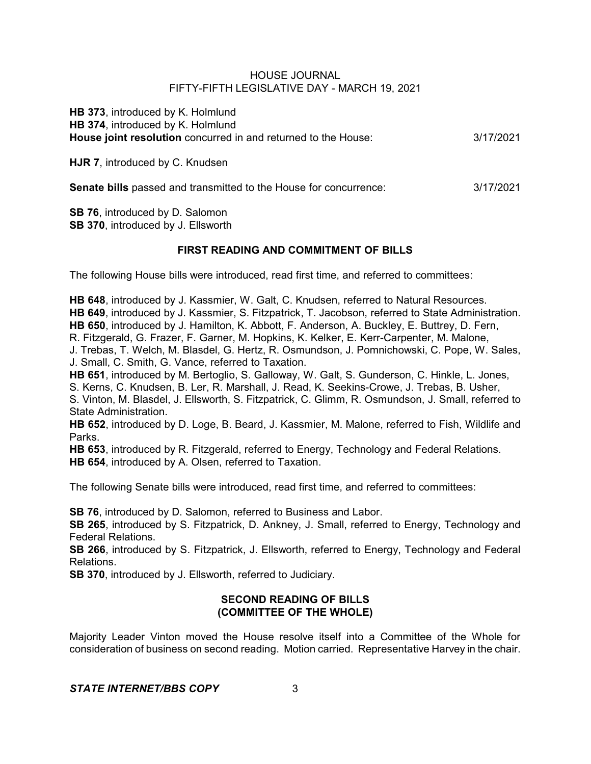**HB 373**, introduced by K. Holmlund
**HB 374**, introduced by K. Holmlund
**House joint resolution** concurred in and returned to the House: 3/17/2021

**HJR 7**, introduced by C. Knudsen

**Senate bills** passed and transmitted to the House for concurrence: 3/17/2021

**SB 76**, introduced by D. Salomon
**SB 370**, introduced by J. Ellsworth

## FIRST READING AND COMMITMENT OF BILLS

The following House bills were introduced, read first time, and referred to committees:

**HB 648**, introduced by J. Kassmier, W. Galt, C. Knudsen, referred to Natural Resources.
**HB 649**, introduced by J. Kassmier, S. Fitzpatrick, T. Jacobson, referred to State Administration.
**HB 650**, introduced by J. Hamilton, K. Abbott, F. Anderson, A. Buckley, E. Buttrey, D. Fern, R. Fitzgerald, G. Frazer, F. Garner, M. Hopkins, K. Kelker, E. Kerr-Carpenter, M. Malone, J. Trebas, T. Welch, M. Blasdel, G. Hertz, R. Osmundson, J. Pomnichowski, C. Pope, W. Sales, J. Small, C. Smith, G. Vance, referred to Taxation.
**HB 651**, introduced by M. Bertoglio, S. Galloway, W. Galt, S. Gunderson, C. Hinkle, L. Jones, S. Kerns, C. Knudsen, B. Ler, R. Marshall, J. Read, K. Seekins-Crowe, J. Trebas, B. Usher, S. Vinton, M. Blasdel, J. Ellsworth, S. Fitzpatrick, C. Glimm, R. Osmundson, J. Small, referred to State Administration.
**HB 652**, introduced by D. Loge, B. Beard, J. Kassmier, M. Malone, referred to Fish, Wildlife and Parks.
**HB 653**, introduced by R. Fitzgerald, referred to Energy, Technology and Federal Relations.
**HB 654**, introduced by A. Olsen, referred to Taxation.

The following Senate bills were introduced, read first time, and referred to committees:

**SB 76**, introduced by D. Salomon, referred to Business and Labor.
**SB 265**, introduced by S. Fitzpatrick, D. Ankney, J. Small, referred to Energy, Technology and Federal Relations.
**SB 266**, introduced by S. Fitzpatrick, J. Ellsworth, referred to Energy, Technology and Federal Relations.
**SB 370**, introduced by J. Ellsworth, referred to Judiciary.

## SECOND READING OF BILLS (COMMITTEE OF THE WHOLE)

Majority Leader Vinton moved the House resolve itself into a Committee of the Whole for consideration of business on second reading. Motion carried. Representative Harvey in the chair.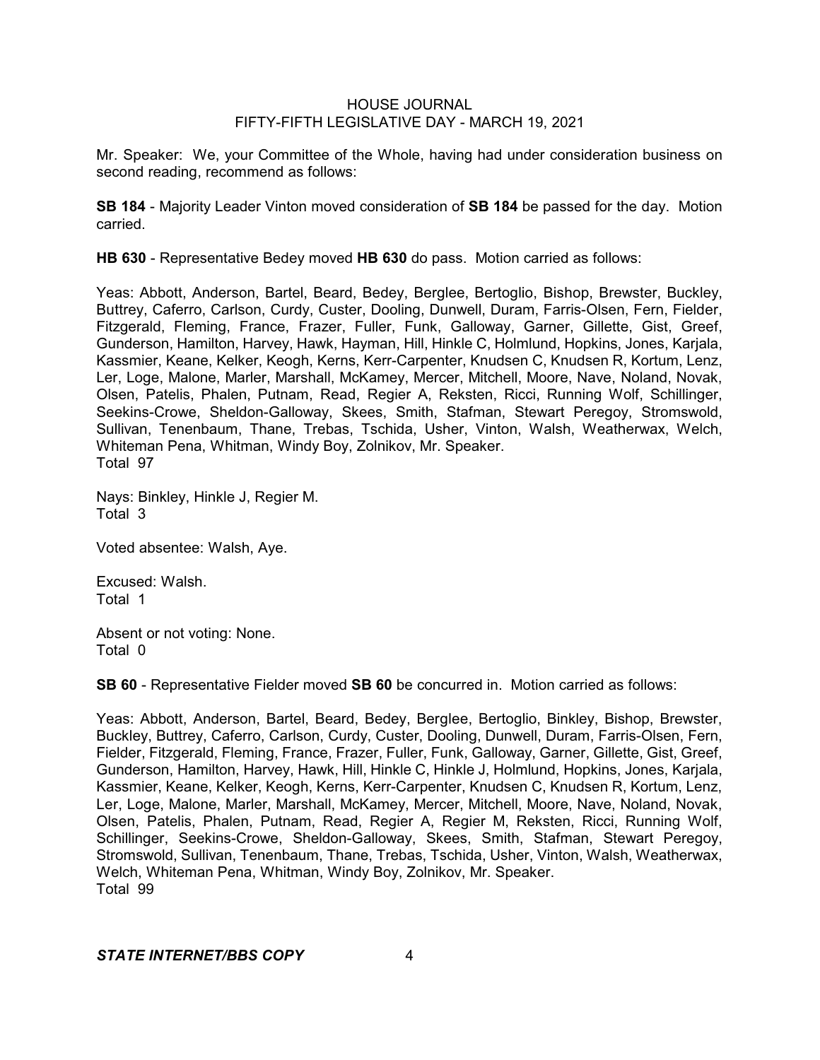Mr. Speaker: We, your Committee of the Whole, having had under consideration business on second reading, recommend as follows:

**SB 184** - Majority Leader Vinton moved consideration of **SB 184** be passed for the day. Motion carried.

**HB 630** - Representative Bedey moved **HB 630** do pass. Motion carried as follows:

Yeas: Abbott, Anderson, Bartel, Beard, Bedey, Berglee, Bertoglio, Bishop, Brewster, Buckley, Buttrey, Caferro, Carlson, Curdy, Custer, Dooling, Dunwell, Duram, Farris-Olsen, Fern, Fielder, Fitzgerald, Fleming, France, Frazer, Fuller, Funk, Galloway, Garner, Gillette, Gist, Greef, Gunderson, Hamilton, Harvey, Hawk, Hayman, Hill, Hinkle C, Holmlund, Hopkins, Jones, Karjala, Kassmier, Keane, Kelker, Keogh, Kerns, Kerr-Carpenter, Knudsen C, Knudsen R, Kortum, Lenz, Ler, Loge, Malone, Marler, Marshall, McKamey, Mercer, Mitchell, Moore, Nave, Noland, Novak, Olsen, Patelis, Phalen, Putnam, Read, Regier A, Reksten, Ricci, Running Wolf, Schillinger, Seekins-Crowe, Sheldon-Galloway, Skees, Smith, Stafman, Stewart Peregoy, Stromswold, Sullivan, Tenenbaum, Thane, Trebas, Tschida, Usher, Vinton, Walsh, Weatherwax, Welch, Whiteman Pena, Whitman, Windy Boy, Zolnikov, Mr. Speaker.
Total 97

Nays: Binkley, Hinkle J, Regier M.
Total 3

Voted absentee: Walsh, Aye.

Excused: Walsh.
Total 1

Absent or not voting: None.
Total 0

**SB 60** - Representative Fielder moved **SB 60** be concurred in. Motion carried as follows:

Yeas: Abbott, Anderson, Bartel, Beard, Bedey, Berglee, Bertoglio, Binkley, Bishop, Brewster, Buckley, Buttrey, Caferro, Carlson, Curdy, Custer, Dooling, Dunwell, Duram, Farris-Olsen, Fern, Fielder, Fitzgerald, Fleming, France, Frazer, Fuller, Funk, Galloway, Garner, Gillette, Gist, Greef, Gunderson, Hamilton, Harvey, Hawk, Hill, Hinkle C, Hinkle J, Holmlund, Hopkins, Jones, Karjala, Kassmier, Keane, Kelker, Keogh, Kerns, Kerr-Carpenter, Knudsen C, Knudsen R, Kortum, Lenz, Ler, Loge, Malone, Marler, Marshall, McKamey, Mercer, Mitchell, Moore, Nave, Noland, Novak, Olsen, Patelis, Phalen, Putnam, Read, Regier A, Regier M, Reksten, Ricci, Running Wolf, Schillinger, Seekins-Crowe, Sheldon-Galloway, Skees, Smith, Stafman, Stewart Peregoy, Stromswold, Sullivan, Tenenbaum, Thane, Trebas, Tschida, Usher, Vinton, Walsh, Weatherwax, Welch, Whiteman Pena, Whitman, Windy Boy, Zolnikov, Mr. Speaker.
Total 99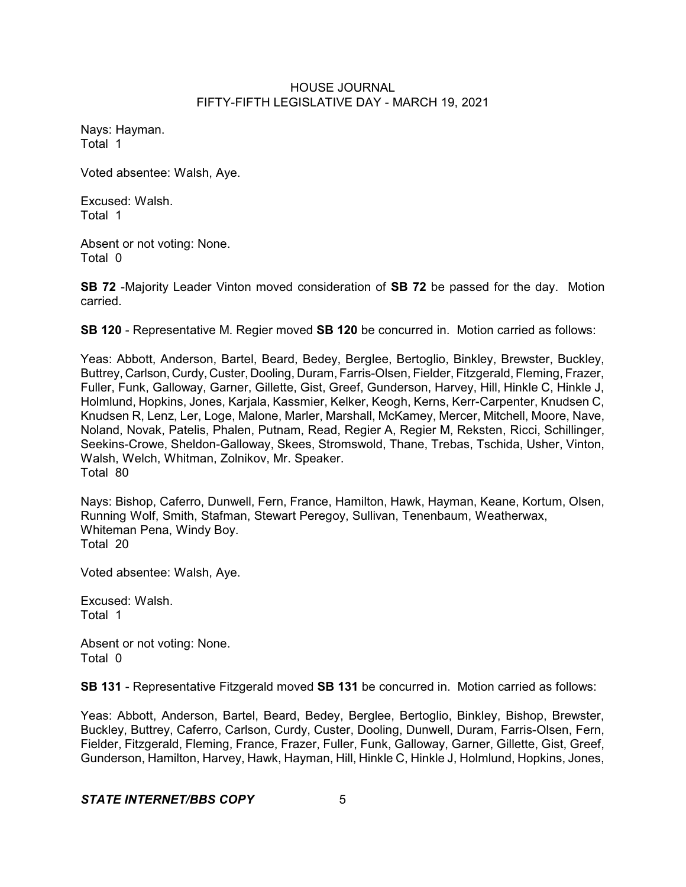Nays: Hayman.
Total 1

Voted absentee: Walsh, Aye.

Excused: Walsh.
Total 1

Absent or not voting: None.
Total 0

**SB 72** -Majority Leader Vinton moved consideration of **SB 72** be passed for the day. Motion carried.

**SB 120** - Representative M. Regier moved **SB 120** be concurred in. Motion carried as follows:

Yeas: Abbott, Anderson, Bartel, Beard, Bedey, Berglee, Bertoglio, Binkley, Brewster, Buckley, Buttrey, Carlson, Curdy, Custer, Dooling, Duram, Farris-Olsen, Fielder, Fitzgerald, Fleming, Frazer, Fuller, Funk, Galloway, Garner, Gillette, Gist, Greef, Gunderson, Harvey, Hill, Hinkle C, Hinkle J, Holmlund, Hopkins, Jones, Karjala, Kassmier, Kelker, Keogh, Kerns, Kerr-Carpenter, Knudsen C, Knudsen R, Lenz, Ler, Loge, Malone, Marler, Marshall, McKamey, Mercer, Mitchell, Moore, Nave, Noland, Novak, Patelis, Phalen, Putnam, Read, Regier A, Regier M, Reksten, Ricci, Schillinger, Seekins-Crowe, Sheldon-Galloway, Skees, Stromswold, Thane, Trebas, Tschida, Usher, Vinton, Walsh, Welch, Whitman, Zolnikov, Mr. Speaker.
Total 80

Nays: Bishop, Caferro, Dunwell, Fern, France, Hamilton, Hawk, Hayman, Keane, Kortum, Olsen, Running Wolf, Smith, Stafman, Stewart Peregoy, Sullivan, Tenenbaum, Weatherwax, Whiteman Pena, Windy Boy.
Total 20

Voted absentee: Walsh, Aye.

Excused: Walsh.
Total 1

Absent or not voting: None.
Total 0

**SB 131** - Representative Fitzgerald moved **SB 131** be concurred in. Motion carried as follows:

Yeas: Abbott, Anderson, Bartel, Beard, Bedey, Berglee, Bertoglio, Binkley, Bishop, Brewster, Buckley, Buttrey, Caferro, Carlson, Curdy, Custer, Dooling, Dunwell, Duram, Farris-Olsen, Fern, Fielder, Fitzgerald, Fleming, France, Frazer, Fuller, Funk, Galloway, Garner, Gillette, Gist, Greef, Gunderson, Hamilton, Harvey, Hawk, Hayman, Hill, Hinkle C, Hinkle J, Holmlund, Hopkins, Jones,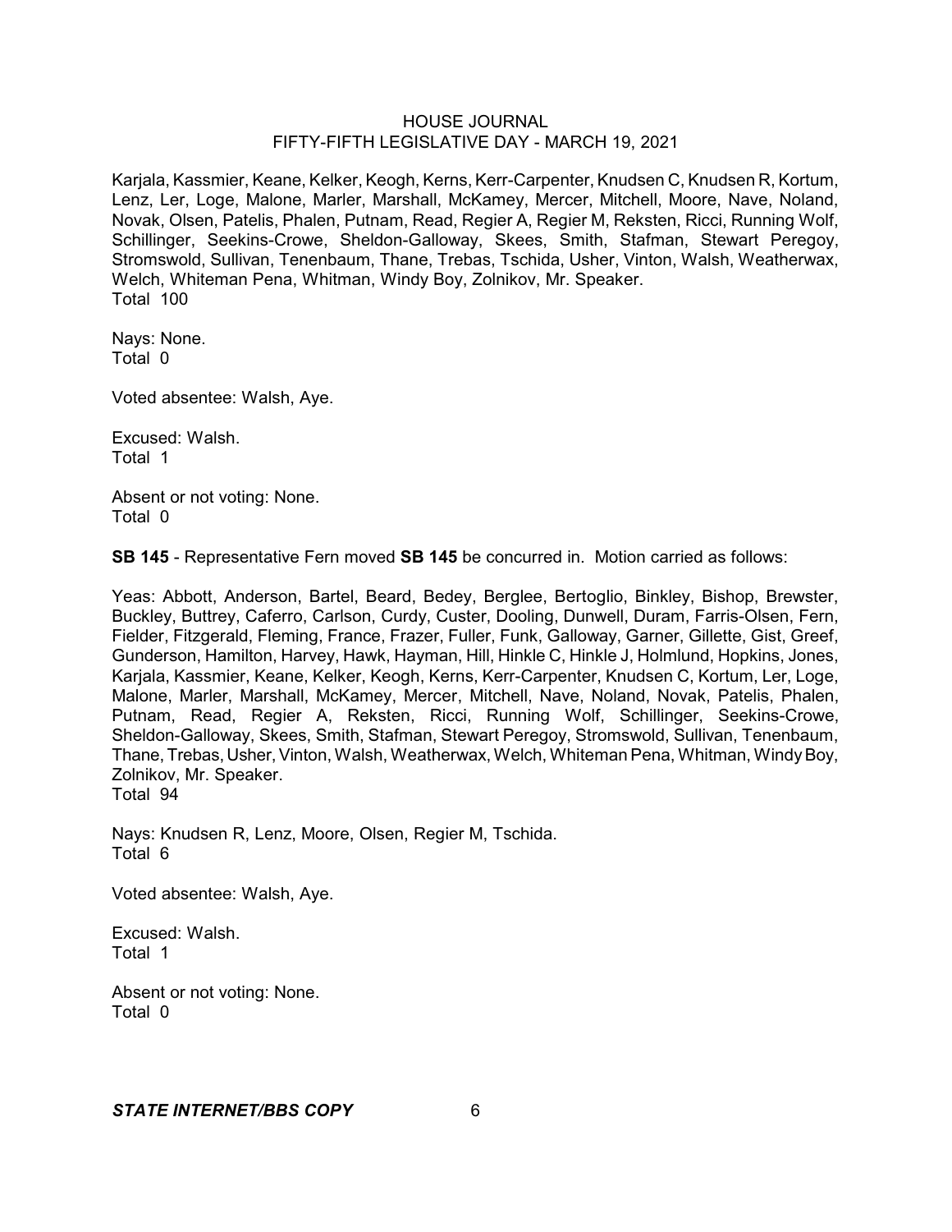Karjala, Kassmier, Keane, Kelker, Keogh, Kerns, Kerr-Carpenter, Knudsen C, Knudsen R, Kortum, Lenz, Ler, Loge, Malone, Marler, Marshall, McKamey, Mercer, Mitchell, Moore, Nave, Noland, Novak, Olsen, Patelis, Phalen, Putnam, Read, Regier A, Regier M, Reksten, Ricci, Running Wolf, Schillinger, Seekins-Crowe, Sheldon-Galloway, Skees, Smith, Stafman, Stewart Peregoy, Stromswold, Sullivan, Tenenbaum, Thane, Trebas, Tschida, Usher, Vinton, Walsh, Weatherwax, Welch, Whiteman Pena, Whitman, Windy Boy, Zolnikov, Mr. Speaker.
Total 100

Nays: None.
Total 0

Voted absentee: Walsh, Aye.

Excused: Walsh.
Total 1

Absent or not voting: None.
Total 0

**SB 145** - Representative Fern moved **SB 145** be concurred in. Motion carried as follows:

Yeas: Abbott, Anderson, Bartel, Beard, Bedey, Berglee, Bertoglio, Binkley, Bishop, Brewster, Buckley, Buttrey, Caferro, Carlson, Curdy, Custer, Dooling, Dunwell, Duram, Farris-Olsen, Fern, Fielder, Fitzgerald, Fleming, France, Frazer, Fuller, Funk, Galloway, Garner, Gillette, Gist, Greef, Gunderson, Hamilton, Harvey, Hawk, Hayman, Hill, Hinkle C, Hinkle J, Holmlund, Hopkins, Jones, Karjala, Kassmier, Keane, Kelker, Keogh, Kerns, Kerr-Carpenter, Knudsen C, Kortum, Ler, Loge, Malone, Marler, Marshall, McKamey, Mercer, Mitchell, Nave, Noland, Novak, Patelis, Phalen, Putnam, Read, Regier A, Reksten, Ricci, Running Wolf, Schillinger, Seekins-Crowe, Sheldon-Galloway, Skees, Smith, Stafman, Stewart Peregoy, Stromswold, Sullivan, Tenenbaum, Thane, Trebas, Usher, Vinton, Walsh, Weatherwax, Welch, Whiteman Pena, Whitman, Windy Boy, Zolnikov, Mr. Speaker.
Total 94

Nays: Knudsen R, Lenz, Moore, Olsen, Regier M, Tschida.
Total 6

Voted absentee: Walsh, Aye.

Excused: Walsh.
Total 1

Absent or not voting: None.
Total 0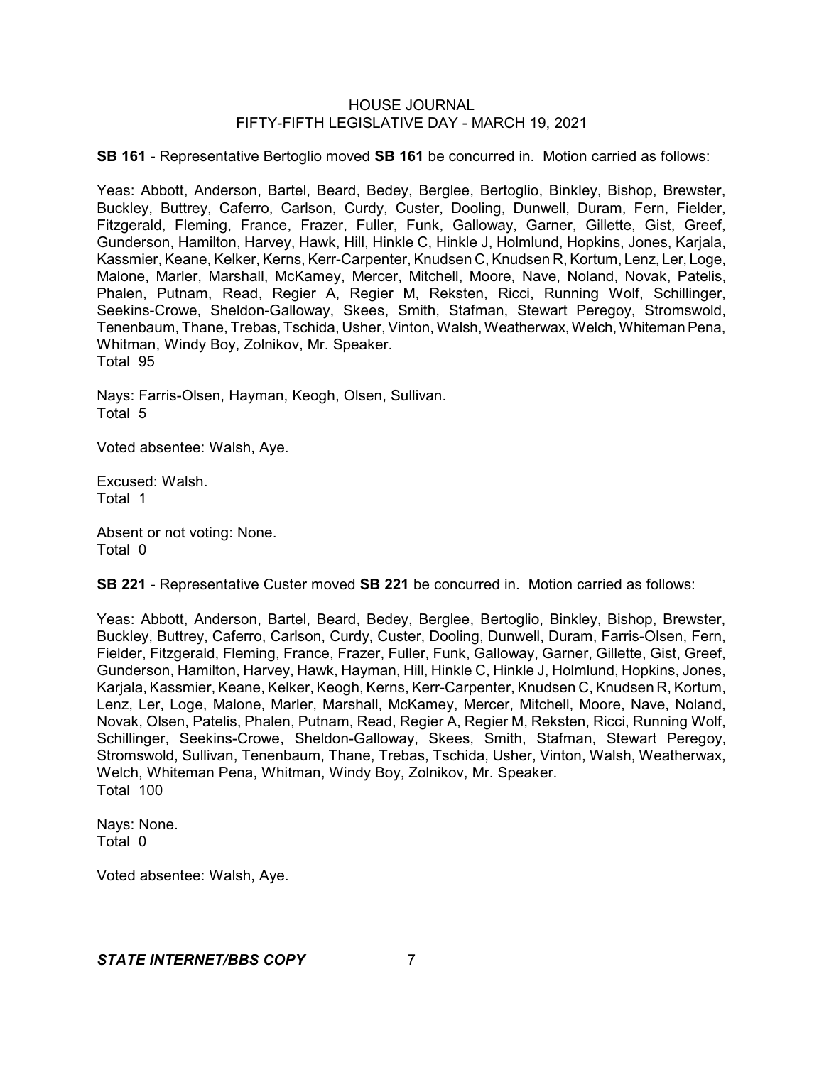**SB 161** - Representative Bertoglio moved **SB 161** be concurred in. Motion carried as follows:

Yeas: Abbott, Anderson, Bartel, Beard, Bedey, Berglee, Bertoglio, Binkley, Bishop, Brewster, Buckley, Buttrey, Caferro, Carlson, Curdy, Custer, Dooling, Dunwell, Duram, Fern, Fielder, Fitzgerald, Fleming, France, Frazer, Fuller, Funk, Galloway, Garner, Gillette, Gist, Greef, Gunderson, Hamilton, Harvey, Hawk, Hill, Hinkle C, Hinkle J, Holmlund, Hopkins, Jones, Karjala, Kassmier, Keane, Kelker, Kerns, Kerr-Carpenter, Knudsen C, Knudsen R, Kortum, Lenz, Ler, Loge, Malone, Marler, Marshall, McKamey, Mercer, Mitchell, Moore, Nave, Noland, Novak, Patelis, Phalen, Putnam, Read, Regier A, Regier M, Reksten, Ricci, Running Wolf, Schillinger, Seekins-Crowe, Sheldon-Galloway, Skees, Smith, Stafman, Stewart Peregoy, Stromswold, Tenenbaum, Thane, Trebas, Tschida, Usher, Vinton, Walsh, Weatherwax, Welch, Whiteman Pena, Whitman, Windy Boy, Zolnikov, Mr. Speaker.
Total 95

Nays: Farris-Olsen, Hayman, Keogh, Olsen, Sullivan.
Total 5

Voted absentee: Walsh, Aye.

Excused: Walsh.
Total 1

Absent or not voting: None.
Total 0

**SB 221** - Representative Custer moved **SB 221** be concurred in. Motion carried as follows:

Yeas: Abbott, Anderson, Bartel, Beard, Bedey, Berglee, Bertoglio, Binkley, Bishop, Brewster, Buckley, Buttrey, Caferro, Carlson, Curdy, Custer, Dooling, Dunwell, Duram, Farris-Olsen, Fern, Fielder, Fitzgerald, Fleming, France, Frazer, Fuller, Funk, Galloway, Garner, Gillette, Gist, Greef, Gunderson, Hamilton, Harvey, Hawk, Hayman, Hill, Hinkle C, Hinkle J, Holmlund, Hopkins, Jones, Karjala, Kassmier, Keane, Kelker, Keogh, Kerns, Kerr-Carpenter, Knudsen C, Knudsen R, Kortum, Lenz, Ler, Loge, Malone, Marler, Marshall, McKamey, Mercer, Mitchell, Moore, Nave, Noland, Novak, Olsen, Patelis, Phalen, Putnam, Read, Regier A, Regier M, Reksten, Ricci, Running Wolf, Schillinger, Seekins-Crowe, Sheldon-Galloway, Skees, Smith, Stafman, Stewart Peregoy, Stromswold, Sullivan, Tenenbaum, Thane, Trebas, Tschida, Usher, Vinton, Walsh, Weatherwax, Welch, Whiteman Pena, Whitman, Windy Boy, Zolnikov, Mr. Speaker.
Total 100

Nays: None.
Total 0

Voted absentee: Walsh, Aye.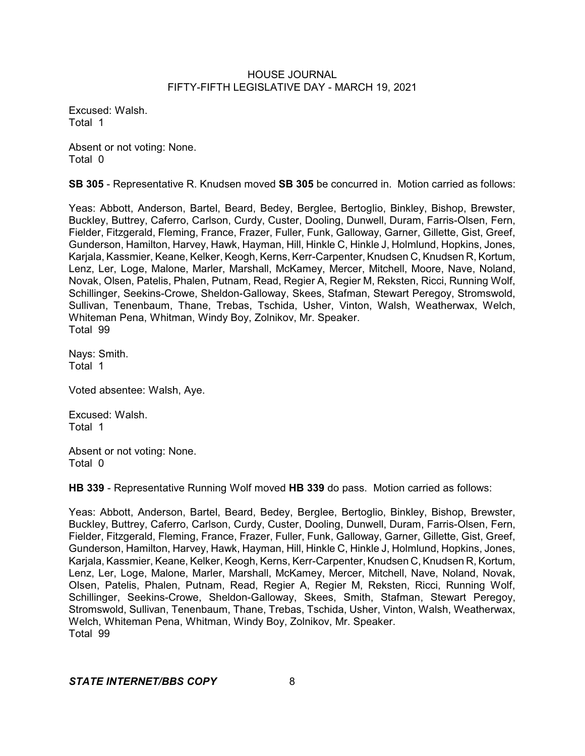Excused: Walsh.
Total 1

Absent or not voting: None.
Total 0

**SB 305** - Representative R. Knudsen moved **SB 305** be concurred in. Motion carried as follows:

Yeas: Abbott, Anderson, Bartel, Beard, Bedey, Berglee, Bertoglio, Binkley, Bishop, Brewster, Buckley, Buttrey, Caferro, Carlson, Curdy, Custer, Dooling, Dunwell, Duram, Farris-Olsen, Fern, Fielder, Fitzgerald, Fleming, France, Frazer, Fuller, Funk, Galloway, Garner, Gillette, Gist, Greef, Gunderson, Hamilton, Harvey, Hawk, Hayman, Hill, Hinkle C, Hinkle J, Holmlund, Hopkins, Jones, Karjala, Kassmier, Keane, Kelker, Keogh, Kerns, Kerr-Carpenter, Knudsen C, Knudsen R, Kortum, Lenz, Ler, Loge, Malone, Marler, Marshall, McKamey, Mercer, Mitchell, Moore, Nave, Noland, Novak, Olsen, Patelis, Phalen, Putnam, Read, Regier A, Regier M, Reksten, Ricci, Running Wolf, Schillinger, Seekins-Crowe, Sheldon-Galloway, Skees, Stafman, Stewart Peregoy, Stromswold, Sullivan, Tenenbaum, Thane, Trebas, Tschida, Usher, Vinton, Walsh, Weatherwax, Welch, Whiteman Pena, Whitman, Windy Boy, Zolnikov, Mr. Speaker.
Total 99

Nays: Smith.
Total 1

Voted absentee: Walsh, Aye.

Excused: Walsh.
Total 1

Absent or not voting: None.
Total 0

**HB 339** - Representative Running Wolf moved **HB 339** do pass. Motion carried as follows:

Yeas: Abbott, Anderson, Bartel, Beard, Bedey, Berglee, Bertoglio, Binkley, Bishop, Brewster, Buckley, Buttrey, Caferro, Carlson, Curdy, Custer, Dooling, Dunwell, Duram, Farris-Olsen, Fern, Fielder, Fitzgerald, Fleming, France, Frazer, Fuller, Funk, Galloway, Garner, Gillette, Gist, Greef, Gunderson, Hamilton, Harvey, Hawk, Hayman, Hill, Hinkle C, Hinkle J, Holmlund, Hopkins, Jones, Karjala, Kassmier, Keane, Kelker, Keogh, Kerns, Kerr-Carpenter, Knudsen C, Knudsen R, Kortum, Lenz, Ler, Loge, Malone, Marler, Marshall, McKamey, Mercer, Mitchell, Nave, Noland, Novak, Olsen, Patelis, Phalen, Putnam, Read, Regier A, Regier M, Reksten, Ricci, Running Wolf, Schillinger, Seekins-Crowe, Sheldon-Galloway, Skees, Smith, Stafman, Stewart Peregoy, Stromswold, Sullivan, Tenenbaum, Thane, Trebas, Tschida, Usher, Vinton, Walsh, Weatherwax, Welch, Whiteman Pena, Whitman, Windy Boy, Zolnikov, Mr. Speaker.
Total 99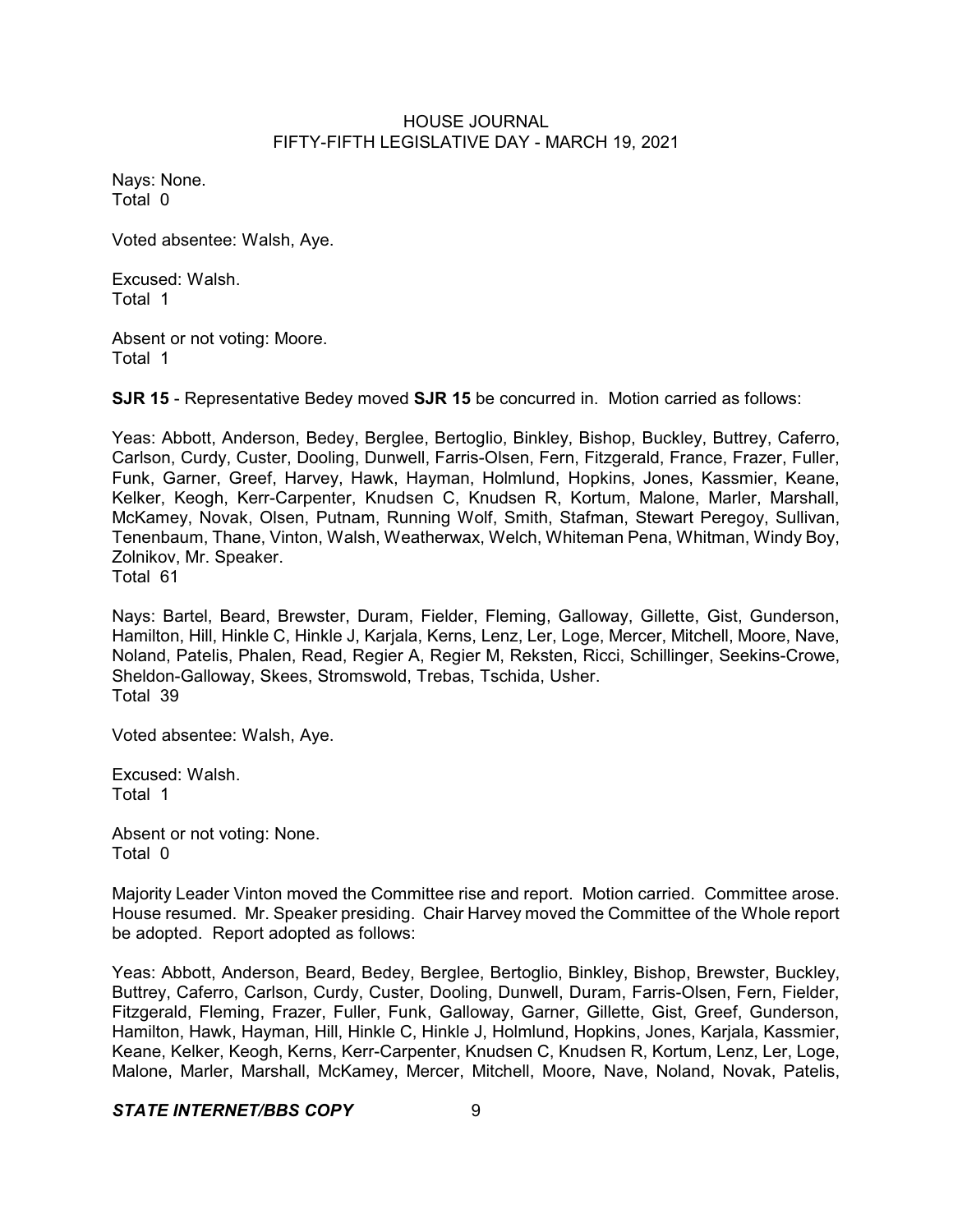Nays: None.
Total 0

Voted absentee: Walsh, Aye.

Excused: Walsh.
Total 1

Absent or not voting: Moore.
Total 1

**SJR 15** - Representative Bedey moved **SJR 15** be concurred in. Motion carried as follows:

Yeas: Abbott, Anderson, Bedey, Berglee, Bertoglio, Binkley, Bishop, Buckley, Buttrey, Caferro, Carlson, Curdy, Custer, Dooling, Dunwell, Farris-Olsen, Fern, Fitzgerald, France, Frazer, Fuller, Funk, Garner, Greef, Harvey, Hawk, Hayman, Holmlund, Hopkins, Jones, Kassmier, Keane, Kelker, Keogh, Kerr-Carpenter, Knudsen C, Knudsen R, Kortum, Malone, Marler, Marshall, McKamey, Novak, Olsen, Putnam, Running Wolf, Smith, Stafman, Stewart Peregoy, Sullivan, Tenenbaum, Thane, Vinton, Walsh, Weatherwax, Welch, Whiteman Pena, Whitman, Windy Boy, Zolnikov, Mr. Speaker.
Total 61

Nays: Bartel, Beard, Brewster, Duram, Fielder, Fleming, Galloway, Gillette, Gist, Gunderson, Hamilton, Hill, Hinkle C, Hinkle J, Karjala, Kerns, Lenz, Ler, Loge, Mercer, Mitchell, Moore, Nave, Noland, Patelis, Phalen, Read, Regier A, Regier M, Reksten, Ricci, Schillinger, Seekins-Crowe, Sheldon-Galloway, Skees, Stromswold, Trebas, Tschida, Usher.
Total 39

Voted absentee: Walsh, Aye.

Excused: Walsh.
Total 1

Absent or not voting: None.
Total 0

Majority Leader Vinton moved the Committee rise and report. Motion carried. Committee arose. House resumed. Mr. Speaker presiding. Chair Harvey moved the Committee of the Whole report be adopted. Report adopted as follows:

Yeas: Abbott, Anderson, Beard, Bedey, Berglee, Bertoglio, Binkley, Bishop, Brewster, Buckley, Buttrey, Caferro, Carlson, Curdy, Custer, Dooling, Dunwell, Duram, Farris-Olsen, Fern, Fielder, Fitzgerald, Fleming, Frazer, Fuller, Funk, Galloway, Garner, Gillette, Gist, Greef, Gunderson, Hamilton, Hawk, Hayman, Hill, Hinkle C, Hinkle J, Holmlund, Hopkins, Jones, Karjala, Kassmier, Keane, Kelker, Keogh, Kerns, Kerr-Carpenter, Knudsen C, Knudsen R, Kortum, Lenz, Ler, Loge, Malone, Marler, Marshall, McKamey, Mercer, Mitchell, Moore, Nave, Noland, Novak, Patelis,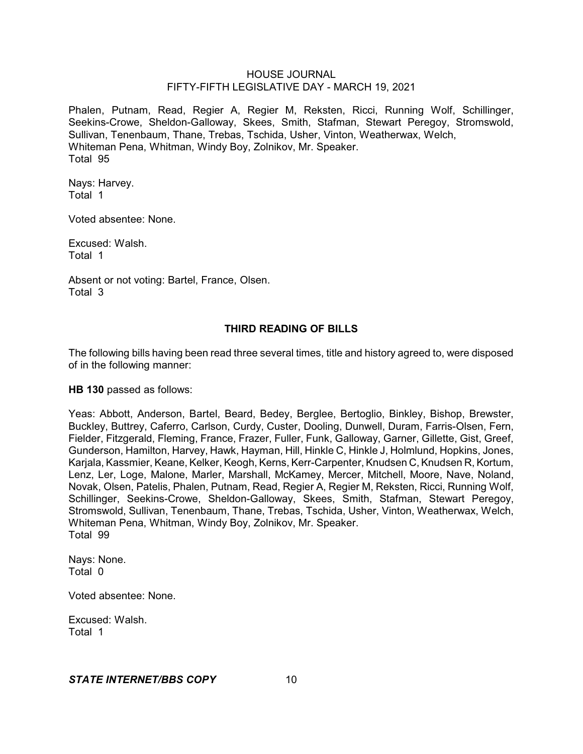Phalen, Putnam, Read, Regier A, Regier M, Reksten, Ricci, Running Wolf, Schillinger, Seekins-Crowe, Sheldon-Galloway, Skees, Smith, Stafman, Stewart Peregoy, Stromswold, Sullivan, Tenenbaum, Thane, Trebas, Tschida, Usher, Vinton, Weatherwax, Welch, Whiteman Pena, Whitman, Windy Boy, Zolnikov, Mr. Speaker.
Total 95

Nays: Harvey.
Total 1

Voted absentee: None.

Excused: Walsh.
Total 1

Absent or not voting: Bartel, France, Olsen.
Total 3

## THIRD READING OF BILLS

The following bills having been read three several times, title and history agreed to, were disposed of in the following manner:

**HB 130** passed as follows:

Yeas: Abbott, Anderson, Bartel, Beard, Bedey, Berglee, Bertoglio, Binkley, Bishop, Brewster, Buckley, Buttrey, Caferro, Carlson, Curdy, Custer, Dooling, Dunwell, Duram, Farris-Olsen, Fern, Fielder, Fitzgerald, Fleming, France, Frazer, Fuller, Funk, Galloway, Garner, Gillette, Gist, Greef, Gunderson, Hamilton, Harvey, Hawk, Hayman, Hill, Hinkle C, Hinkle J, Holmlund, Hopkins, Jones, Karjala, Kassmier, Keane, Kelker, Keogh, Kerns, Kerr-Carpenter, Knudsen C, Knudsen R, Kortum, Lenz, Ler, Loge, Malone, Marler, Marshall, McKamey, Mercer, Mitchell, Moore, Nave, Noland, Novak, Olsen, Patelis, Phalen, Putnam, Read, Regier A, Regier M, Reksten, Ricci, Running Wolf, Schillinger, Seekins-Crowe, Sheldon-Galloway, Skees, Smith, Stafman, Stewart Peregoy, Stromswold, Sullivan, Tenenbaum, Thane, Trebas, Tschida, Usher, Vinton, Weatherwax, Welch, Whiteman Pena, Whitman, Windy Boy, Zolnikov, Mr. Speaker.
Total 99

Nays: None.
Total 0

Voted absentee: None.

Excused: Walsh.
Total 1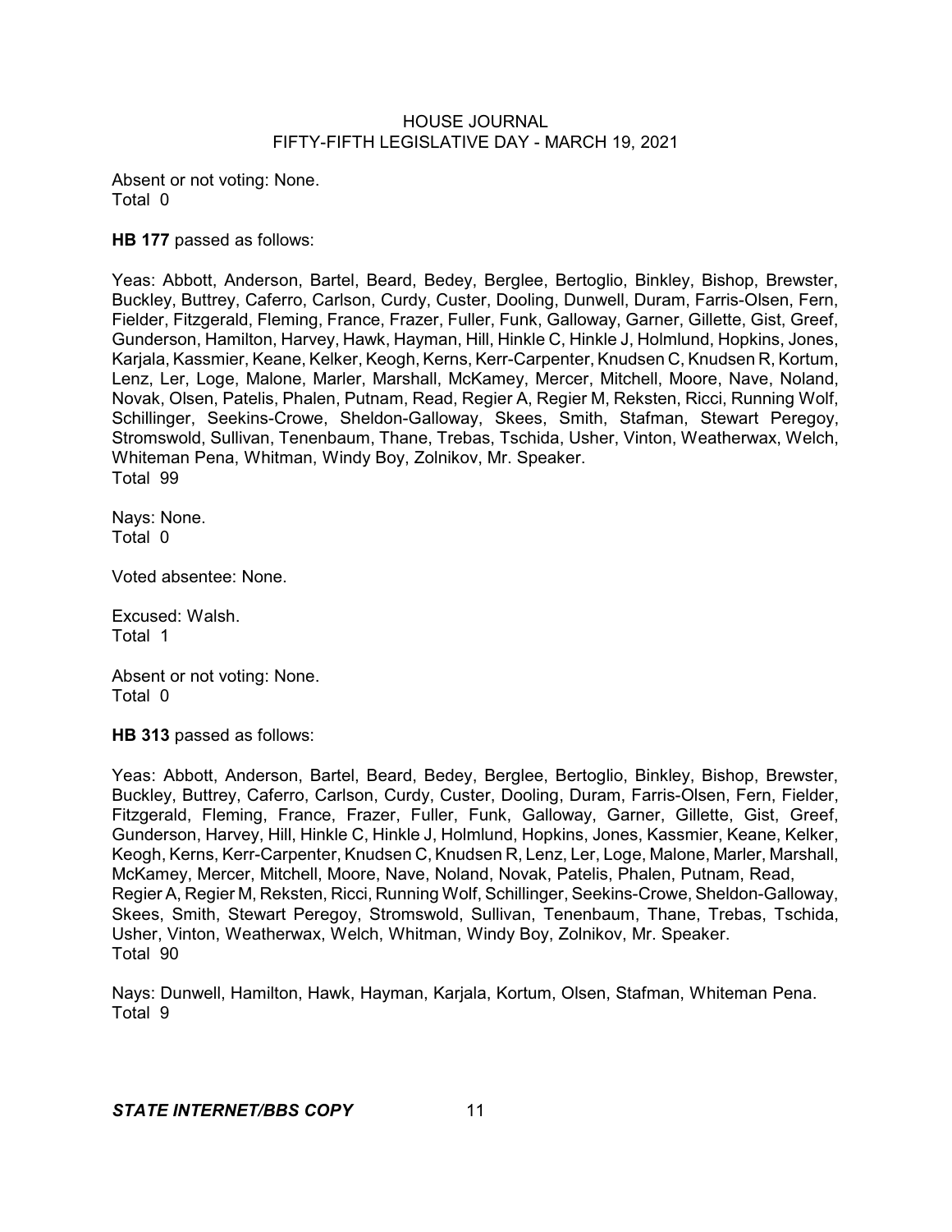Absent or not voting: None.
Total 0

**HB 177** passed as follows:

Yeas: Abbott, Anderson, Bartel, Beard, Bedey, Berglee, Bertoglio, Binkley, Bishop, Brewster, Buckley, Buttrey, Caferro, Carlson, Curdy, Custer, Dooling, Dunwell, Duram, Farris-Olsen, Fern, Fielder, Fitzgerald, Fleming, France, Frazer, Fuller, Funk, Galloway, Garner, Gillette, Gist, Greef, Gunderson, Hamilton, Harvey, Hawk, Hayman, Hill, Hinkle C, Hinkle J, Holmlund, Hopkins, Jones, Karjala, Kassmier, Keane, Kelker, Keogh, Kerns, Kerr-Carpenter, Knudsen C, Knudsen R, Kortum, Lenz, Ler, Loge, Malone, Marler, Marshall, McKamey, Mercer, Mitchell, Moore, Nave, Noland, Novak, Olsen, Patelis, Phalen, Putnam, Read, Regier A, Regier M, Reksten, Ricci, Running Wolf, Schillinger, Seekins-Crowe, Sheldon-Galloway, Skees, Smith, Stafman, Stewart Peregoy, Stromswold, Sullivan, Tenenbaum, Thane, Trebas, Tschida, Usher, Vinton, Weatherwax, Welch, Whiteman Pena, Whitman, Windy Boy, Zolnikov, Mr. Speaker.
Total 99

Nays: None.
Total 0

Voted absentee: None.

Excused: Walsh.
Total 1

Absent or not voting: None.
Total 0

**HB 313** passed as follows:

Yeas: Abbott, Anderson, Bartel, Beard, Bedey, Berglee, Bertoglio, Binkley, Bishop, Brewster, Buckley, Buttrey, Caferro, Carlson, Curdy, Custer, Dooling, Duram, Farris-Olsen, Fern, Fielder, Fitzgerald, Fleming, France, Frazer, Fuller, Funk, Galloway, Garner, Gillette, Gist, Greef, Gunderson, Harvey, Hill, Hinkle C, Hinkle J, Holmlund, Hopkins, Jones, Kassmier, Keane, Kelker, Keogh, Kerns, Kerr-Carpenter, Knudsen C, Knudsen R, Lenz, Ler, Loge, Malone, Marler, Marshall, McKamey, Mercer, Mitchell, Moore, Nave, Noland, Novak, Patelis, Phalen, Putnam, Read, Regier A, Regier M, Reksten, Ricci, Running Wolf, Schillinger, Seekins-Crowe, Sheldon-Galloway, Skees, Smith, Stewart Peregoy, Stromswold, Sullivan, Tenenbaum, Thane, Trebas, Tschida, Usher, Vinton, Weatherwax, Welch, Whitman, Windy Boy, Zolnikov, Mr. Speaker.
Total 90

Nays: Dunwell, Hamilton, Hawk, Hayman, Karjala, Kortum, Olsen, Stafman, Whiteman Pena.
Total 9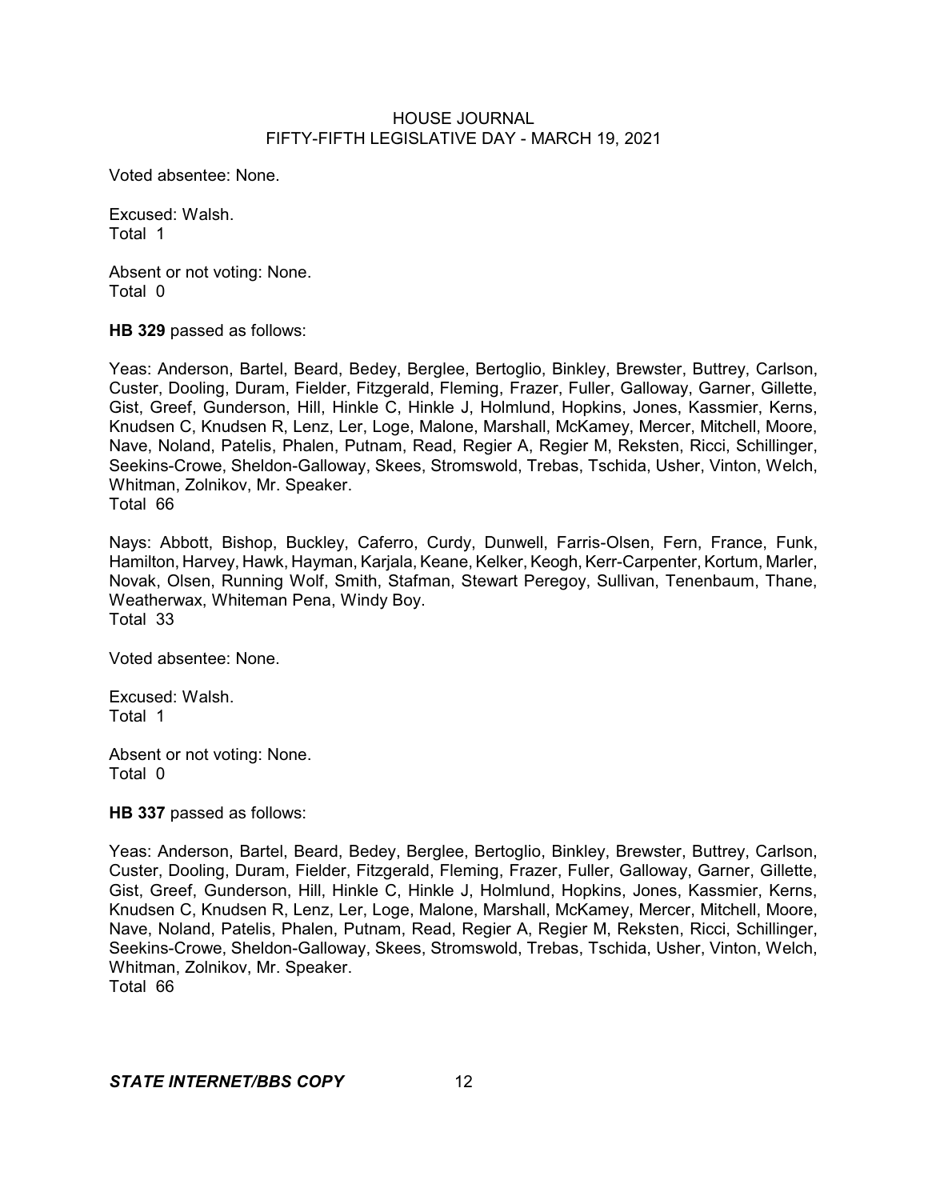Voted absentee: None.

Excused: Walsh.
Total 1

Absent or not voting: None.
Total 0

**HB 329** passed as follows:

Yeas: Anderson, Bartel, Beard, Bedey, Berglee, Bertoglio, Binkley, Brewster, Buttrey, Carlson, Custer, Dooling, Duram, Fielder, Fitzgerald, Fleming, Frazer, Fuller, Galloway, Garner, Gillette, Gist, Greef, Gunderson, Hill, Hinkle C, Hinkle J, Holmlund, Hopkins, Jones, Kassmier, Kerns, Knudsen C, Knudsen R, Lenz, Ler, Loge, Malone, Marshall, McKamey, Mercer, Mitchell, Moore, Nave, Noland, Patelis, Phalen, Putnam, Read, Regier A, Regier M, Reksten, Ricci, Schillinger, Seekins-Crowe, Sheldon-Galloway, Skees, Stromswold, Trebas, Tschida, Usher, Vinton, Welch, Whitman, Zolnikov, Mr. Speaker.
Total 66

Nays: Abbott, Bishop, Buckley, Caferro, Curdy, Dunwell, Farris-Olsen, Fern, France, Funk, Hamilton, Harvey, Hawk, Hayman, Karjala, Keane, Kelker, Keogh, Kerr-Carpenter, Kortum, Marler, Novak, Olsen, Running Wolf, Smith, Stafman, Stewart Peregoy, Sullivan, Tenenbaum, Thane, Weatherwax, Whiteman Pena, Windy Boy.
Total 33

Voted absentee: None.

Excused: Walsh.
Total 1

Absent or not voting: None.
Total 0

**HB 337** passed as follows:

Yeas: Anderson, Bartel, Beard, Bedey, Berglee, Bertoglio, Binkley, Brewster, Buttrey, Carlson, Custer, Dooling, Duram, Fielder, Fitzgerald, Fleming, Frazer, Fuller, Galloway, Garner, Gillette, Gist, Greef, Gunderson, Hill, Hinkle C, Hinkle J, Holmlund, Hopkins, Jones, Kassmier, Kerns, Knudsen C, Knudsen R, Lenz, Ler, Loge, Malone, Marshall, McKamey, Mercer, Mitchell, Moore, Nave, Noland, Patelis, Phalen, Putnam, Read, Regier A, Regier M, Reksten, Ricci, Schillinger, Seekins-Crowe, Sheldon-Galloway, Skees, Stromswold, Trebas, Tschida, Usher, Vinton, Welch, Whitman, Zolnikov, Mr. Speaker.
Total 66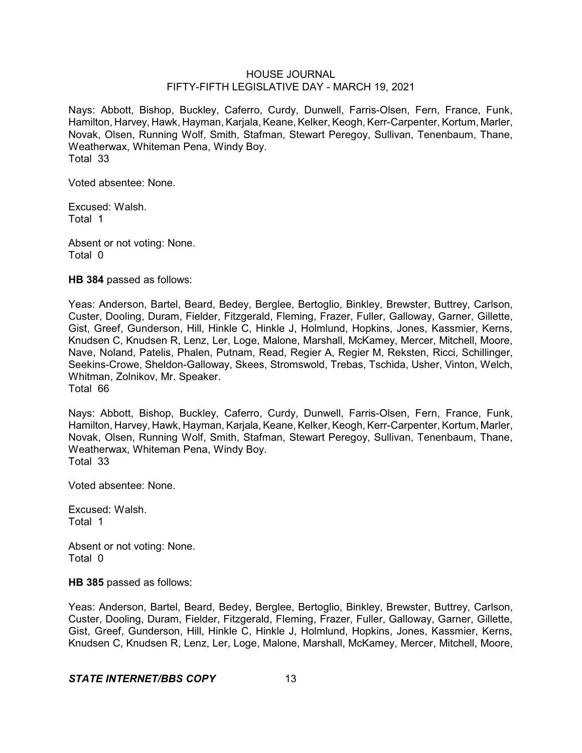Nays: Abbott, Bishop, Buckley, Caferro, Curdy, Dunwell, Farris-Olsen, Fern, France, Funk, Hamilton, Harvey, Hawk, Hayman, Karjala, Keane, Kelker, Keogh, Kerr-Carpenter, Kortum, Marler, Novak, Olsen, Running Wolf, Smith, Stafman, Stewart Peregoy, Sullivan, Tenenbaum, Thane, Weatherwax, Whiteman Pena, Windy Boy.
Total 33

Voted absentee: None.

Excused: Walsh.
Total 1

Absent or not voting: None.
Total 0

**HB 384** passed as follows:

Yeas: Anderson, Bartel, Beard, Bedey, Berglee, Bertoglio, Binkley, Brewster, Buttrey, Carlson, Custer, Dooling, Duram, Fielder, Fitzgerald, Fleming, Frazer, Fuller, Galloway, Garner, Gillette, Gist, Greef, Gunderson, Hill, Hinkle C, Hinkle J, Holmlund, Hopkins, Jones, Kassmier, Kerns, Knudsen C, Knudsen R, Lenz, Ler, Loge, Malone, Marshall, McKamey, Mercer, Mitchell, Moore, Nave, Noland, Patelis, Phalen, Putnam, Read, Regier A, Regier M, Reksten, Ricci, Schillinger, Seekins-Crowe, Sheldon-Galloway, Skees, Stromswold, Trebas, Tschida, Usher, Vinton, Welch, Whitman, Zolnikov, Mr. Speaker.
Total 66

Nays: Abbott, Bishop, Buckley, Caferro, Curdy, Dunwell, Farris-Olsen, Fern, France, Funk, Hamilton, Harvey, Hawk, Hayman, Karjala, Keane, Kelker, Keogh, Kerr-Carpenter, Kortum, Marler, Novak, Olsen, Running Wolf, Smith, Stafman, Stewart Peregoy, Sullivan, Tenenbaum, Thane, Weatherwax, Whiteman Pena, Windy Boy.
Total 33

Voted absentee: None.

Excused: Walsh.
Total 1

Absent or not voting: None.
Total 0

**HB 385** passed as follows:

Yeas: Anderson, Bartel, Beard, Bedey, Berglee, Bertoglio, Binkley, Brewster, Buttrey, Carlson, Custer, Dooling, Duram, Fielder, Fitzgerald, Fleming, Frazer, Fuller, Galloway, Garner, Gillette, Gist, Greef, Gunderson, Hill, Hinkle C, Hinkle J, Holmlund, Hopkins, Jones, Kassmier, Kerns, Knudsen C, Knudsen R, Lenz, Ler, Loge, Malone, Marshall, McKamey, Mercer, Mitchell, Moore,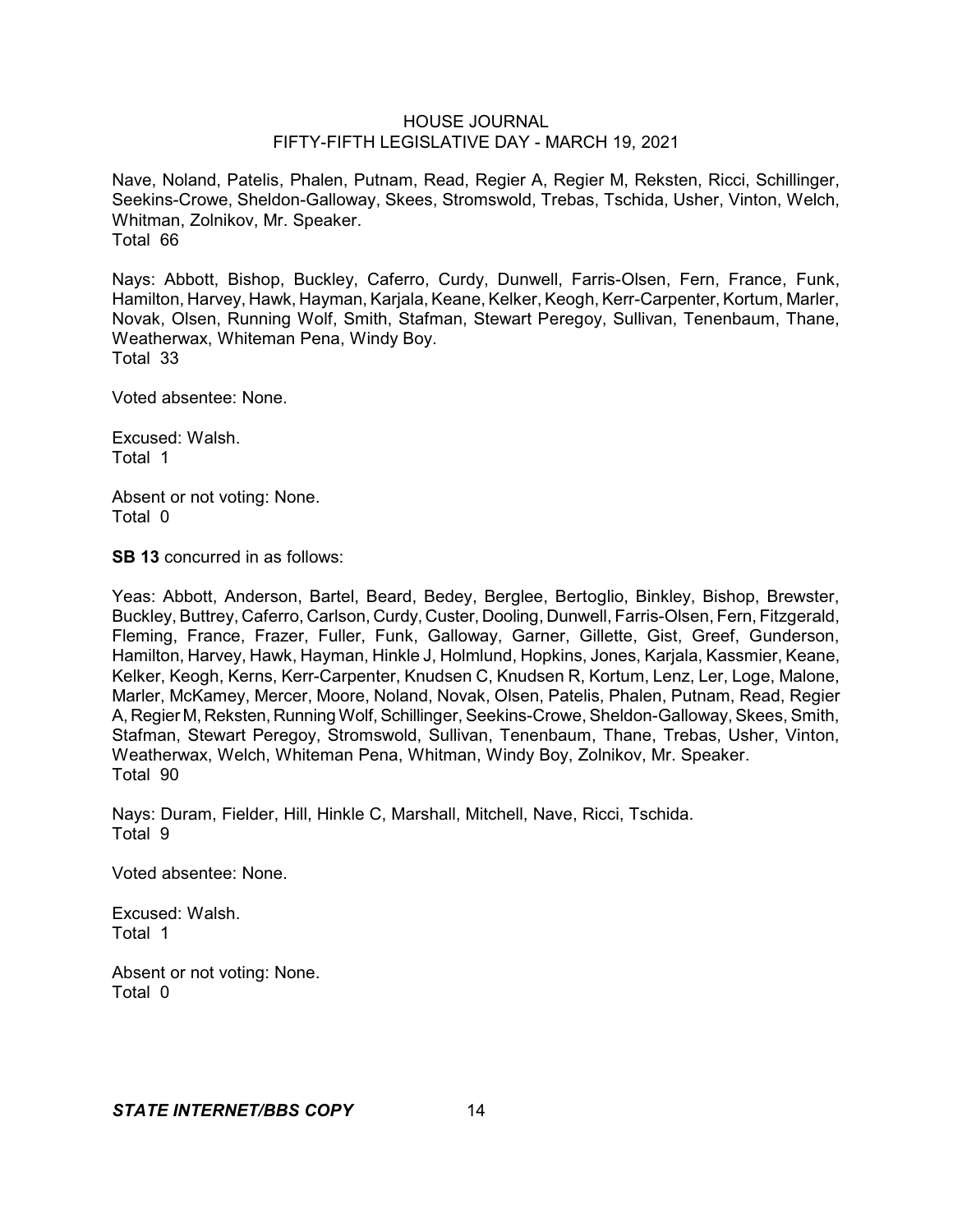Nave, Noland, Patelis, Phalen, Putnam, Read, Regier A, Regier M, Reksten, Ricci, Schillinger, Seekins-Crowe, Sheldon-Galloway, Skees, Stromswold, Trebas, Tschida, Usher, Vinton, Welch, Whitman, Zolnikov, Mr. Speaker.
Total 66

Nays: Abbott, Bishop, Buckley, Caferro, Curdy, Dunwell, Farris-Olsen, Fern, France, Funk, Hamilton, Harvey, Hawk, Hayman, Karjala, Keane, Kelker, Keogh, Kerr-Carpenter, Kortum, Marler, Novak, Olsen, Running Wolf, Smith, Stafman, Stewart Peregoy, Sullivan, Tenenbaum, Thane, Weatherwax, Whiteman Pena, Windy Boy.
Total 33

Voted absentee: None.

Excused: Walsh.
Total 1

Absent or not voting: None.
Total 0

**SB 13** concurred in as follows:

Yeas: Abbott, Anderson, Bartel, Beard, Bedey, Berglee, Bertoglio, Binkley, Bishop, Brewster, Buckley, Buttrey, Caferro, Carlson, Curdy, Custer, Dooling, Dunwell, Farris-Olsen, Fern, Fitzgerald, Fleming, France, Frazer, Fuller, Funk, Galloway, Garner, Gillette, Gist, Greef, Gunderson, Hamilton, Harvey, Hawk, Hayman, Hinkle J, Holmlund, Hopkins, Jones, Karjala, Kassmier, Keane, Kelker, Keogh, Kerns, Kerr-Carpenter, Knudsen C, Knudsen R, Kortum, Lenz, Ler, Loge, Malone, Marler, McKamey, Mercer, Moore, Noland, Novak, Olsen, Patelis, Phalen, Putnam, Read, Regier A, Regier M, Reksten, Running Wolf, Schillinger, Seekins-Crowe, Sheldon-Galloway, Skees, Smith, Stafman, Stewart Peregoy, Stromswold, Sullivan, Tenenbaum, Thane, Trebas, Usher, Vinton, Weatherwax, Welch, Whiteman Pena, Whitman, Windy Boy, Zolnikov, Mr. Speaker.
Total 90

Nays: Duram, Fielder, Hill, Hinkle C, Marshall, Mitchell, Nave, Ricci, Tschida.
Total 9

Voted absentee: None.

Excused: Walsh.
Total 1

Absent or not voting: None.
Total 0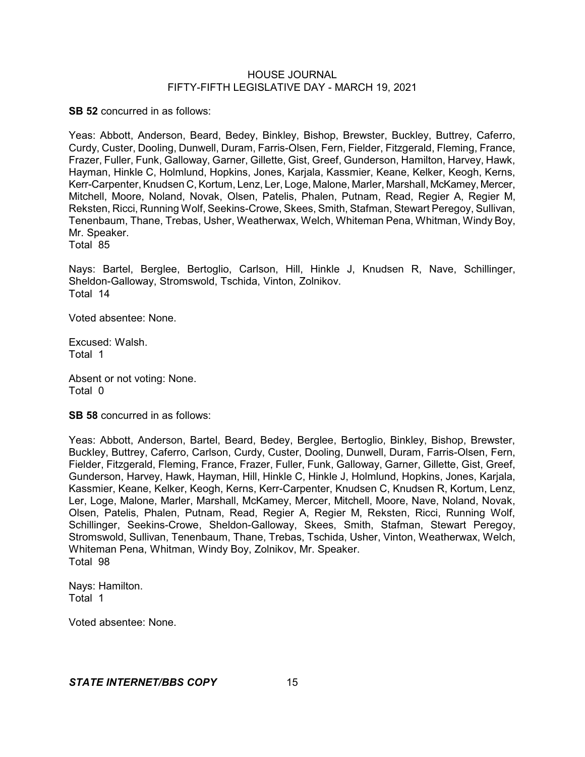**SB 52** concurred in as follows:

Yeas: Abbott, Anderson, Beard, Bedey, Binkley, Bishop, Brewster, Buckley, Buttrey, Caferro, Curdy, Custer, Dooling, Dunwell, Duram, Farris-Olsen, Fern, Fielder, Fitzgerald, Fleming, France, Frazer, Fuller, Funk, Galloway, Garner, Gillette, Gist, Greef, Gunderson, Hamilton, Harvey, Hawk, Hayman, Hinkle C, Holmlund, Hopkins, Jones, Karjala, Kassmier, Keane, Kelker, Keogh, Kerns, Kerr-Carpenter, Knudsen C, Kortum, Lenz, Ler, Loge, Malone, Marler, Marshall, McKamey, Mercer, Mitchell, Moore, Noland, Novak, Olsen, Patelis, Phalen, Putnam, Read, Regier A, Regier M, Reksten, Ricci, Running Wolf, Seekins-Crowe, Skees, Smith, Stafman, Stewart Peregoy, Sullivan, Tenenbaum, Thane, Trebas, Usher, Weatherwax, Welch, Whiteman Pena, Whitman, Windy Boy, Mr. Speaker.
Total 85

Nays: Bartel, Berglee, Bertoglio, Carlson, Hill, Hinkle J, Knudsen R, Nave, Schillinger, Sheldon-Galloway, Stromswold, Tschida, Vinton, Zolnikov.
Total 14

Voted absentee: None.

Excused: Walsh.
Total 1

Absent or not voting: None.
Total 0

**SB 58** concurred in as follows:

Yeas: Abbott, Anderson, Bartel, Beard, Bedey, Berglee, Bertoglio, Binkley, Bishop, Brewster, Buckley, Buttrey, Caferro, Carlson, Curdy, Custer, Dooling, Dunwell, Duram, Farris-Olsen, Fern, Fielder, Fitzgerald, Fleming, France, Frazer, Fuller, Funk, Galloway, Garner, Gillette, Gist, Greef, Gunderson, Harvey, Hawk, Hayman, Hill, Hinkle C, Hinkle J, Holmlund, Hopkins, Jones, Karjala, Kassmier, Keane, Kelker, Keogh, Kerns, Kerr-Carpenter, Knudsen C, Knudsen R, Kortum, Lenz, Ler, Loge, Malone, Marler, Marshall, McKamey, Mercer, Mitchell, Moore, Nave, Noland, Novak, Olsen, Patelis, Phalen, Putnam, Read, Regier A, Regier M, Reksten, Ricci, Running Wolf, Schillinger, Seekins-Crowe, Sheldon-Galloway, Skees, Smith, Stafman, Stewart Peregoy, Stromswold, Sullivan, Tenenbaum, Thane, Trebas, Tschida, Usher, Vinton, Weatherwax, Welch, Whiteman Pena, Whitman, Windy Boy, Zolnikov, Mr. Speaker.
Total 98

Nays: Hamilton.
Total 1

Voted absentee: None.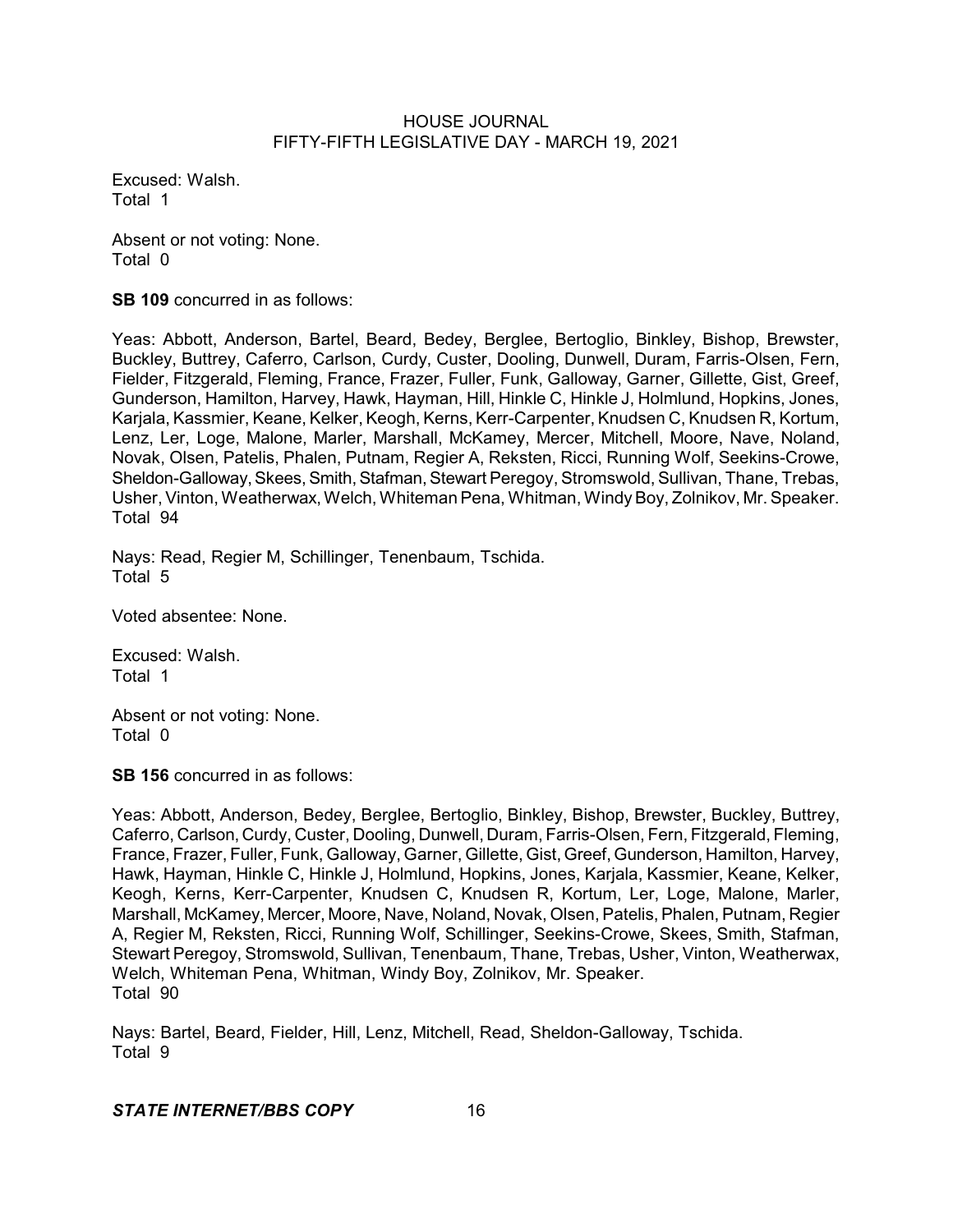Excused: Walsh.
Total 1

Absent or not voting: None.
Total 0

**SB 109** concurred in as follows:

Yeas: Abbott, Anderson, Bartel, Beard, Bedey, Berglee, Bertoglio, Binkley, Bishop, Brewster, Buckley, Buttrey, Caferro, Carlson, Curdy, Custer, Dooling, Dunwell, Duram, Farris-Olsen, Fern, Fielder, Fitzgerald, Fleming, France, Frazer, Fuller, Funk, Galloway, Garner, Gillette, Gist, Greef, Gunderson, Hamilton, Harvey, Hawk, Hayman, Hill, Hinkle C, Hinkle J, Holmlund, Hopkins, Jones, Karjala, Kassmier, Keane, Kelker, Keogh, Kerns, Kerr-Carpenter, Knudsen C, Knudsen R, Kortum, Lenz, Ler, Loge, Malone, Marler, Marshall, McKamey, Mercer, Mitchell, Moore, Nave, Noland, Novak, Olsen, Patelis, Phalen, Putnam, Regier A, Reksten, Ricci, Running Wolf, Seekins-Crowe, Sheldon-Galloway, Skees, Smith, Stafman, Stewart Peregoy, Stromswold, Sullivan, Thane, Trebas, Usher, Vinton, Weatherwax, Welch, Whiteman Pena, Whitman, Windy Boy, Zolnikov, Mr. Speaker.
Total 94

Nays: Read, Regier M, Schillinger, Tenenbaum, Tschida.
Total 5

Voted absentee: None.

Excused: Walsh.
Total 1

Absent or not voting: None.
Total 0

**SB 156** concurred in as follows:

Yeas: Abbott, Anderson, Bedey, Berglee, Bertoglio, Binkley, Bishop, Brewster, Buckley, Buttrey, Caferro, Carlson, Curdy, Custer, Dooling, Dunwell, Duram, Farris-Olsen, Fern, Fitzgerald, Fleming, France, Frazer, Fuller, Funk, Galloway, Garner, Gillette, Gist, Greef, Gunderson, Hamilton, Harvey, Hawk, Hayman, Hinkle C, Hinkle J, Holmlund, Hopkins, Jones, Karjala, Kassmier, Keane, Kelker, Keogh, Kerns, Kerr-Carpenter, Knudsen C, Knudsen R, Kortum, Ler, Loge, Malone, Marler, Marshall, McKamey, Mercer, Moore, Nave, Noland, Novak, Olsen, Patelis, Phalen, Putnam, Regier A, Regier M, Reksten, Ricci, Running Wolf, Schillinger, Seekins-Crowe, Skees, Smith, Stafman, Stewart Peregoy, Stromswold, Sullivan, Tenenbaum, Thane, Trebas, Usher, Vinton, Weatherwax, Welch, Whiteman Pena, Whitman, Windy Boy, Zolnikov, Mr. Speaker.
Total 90

Nays: Bartel, Beard, Fielder, Hill, Lenz, Mitchell, Read, Sheldon-Galloway, Tschida.
Total 9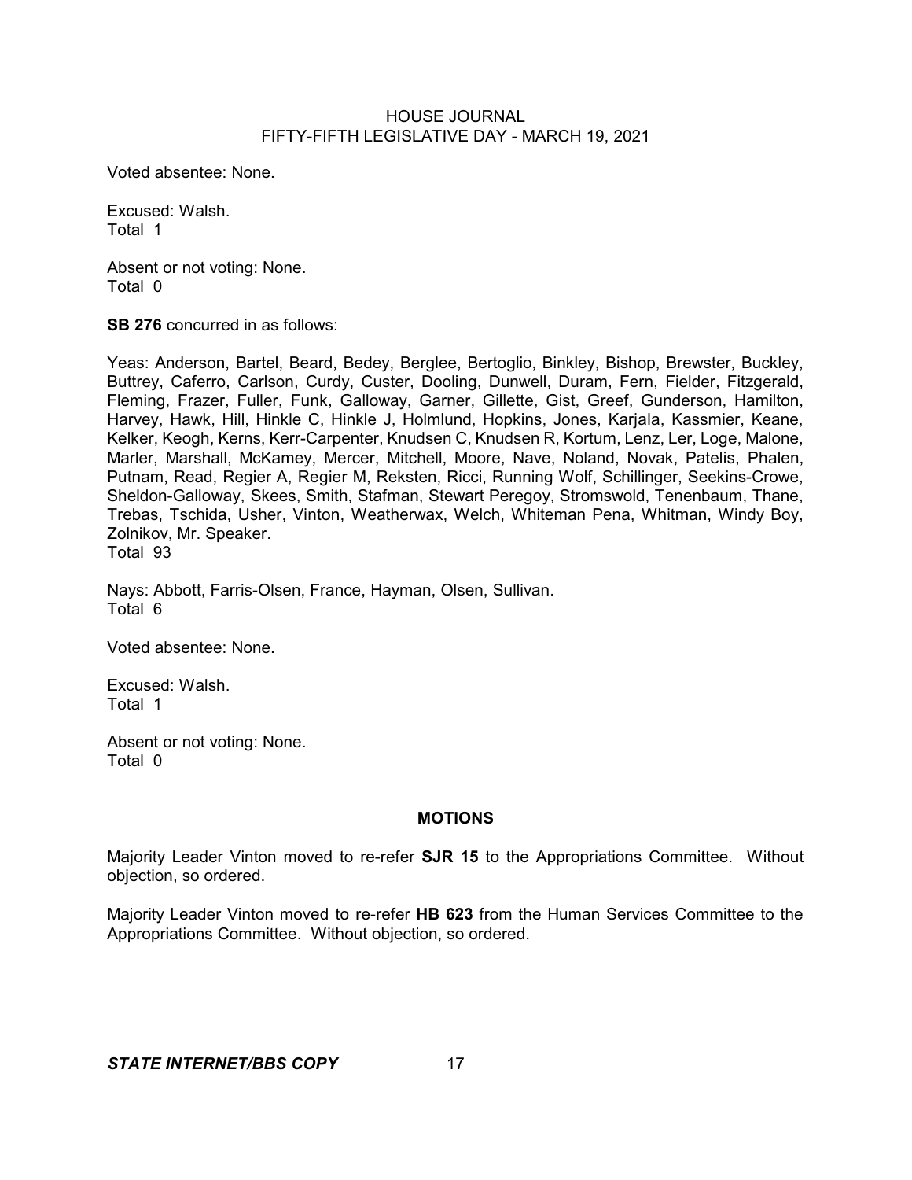Voted absentee: None.

Excused: Walsh.
Total 1

Absent or not voting: None.
Total 0

**SB 276** concurred in as follows:

Yeas: Anderson, Bartel, Beard, Bedey, Berglee, Bertoglio, Binkley, Bishop, Brewster, Buckley, Buttrey, Caferro, Carlson, Curdy, Custer, Dooling, Dunwell, Duram, Fern, Fielder, Fitzgerald, Fleming, Frazer, Fuller, Funk, Galloway, Garner, Gillette, Gist, Greef, Gunderson, Hamilton, Harvey, Hawk, Hill, Hinkle C, Hinkle J, Holmlund, Hopkins, Jones, Karjala, Kassmier, Keane, Kelker, Keogh, Kerns, Kerr-Carpenter, Knudsen C, Knudsen R, Kortum, Lenz, Ler, Loge, Malone, Marler, Marshall, McKamey, Mercer, Mitchell, Moore, Nave, Noland, Novak, Patelis, Phalen, Putnam, Read, Regier A, Regier M, Reksten, Ricci, Running Wolf, Schillinger, Seekins-Crowe, Sheldon-Galloway, Skees, Smith, Stafman, Stewart Peregoy, Stromswold, Tenenbaum, Thane, Trebas, Tschida, Usher, Vinton, Weatherwax, Welch, Whiteman Pena, Whitman, Windy Boy, Zolnikov, Mr. Speaker.
Total 93

Nays: Abbott, Farris-Olsen, France, Hayman, Olsen, Sullivan.
Total 6

Voted absentee: None.

Excused: Walsh.
Total 1

Absent or not voting: None.
Total 0

## MOTIONS

Majority Leader Vinton moved to re-refer **SJR 15** to the Appropriations Committee. Without objection, so ordered.

Majority Leader Vinton moved to re-refer **HB 623** from the Human Services Committee to the Appropriations Committee. Without objection, so ordered.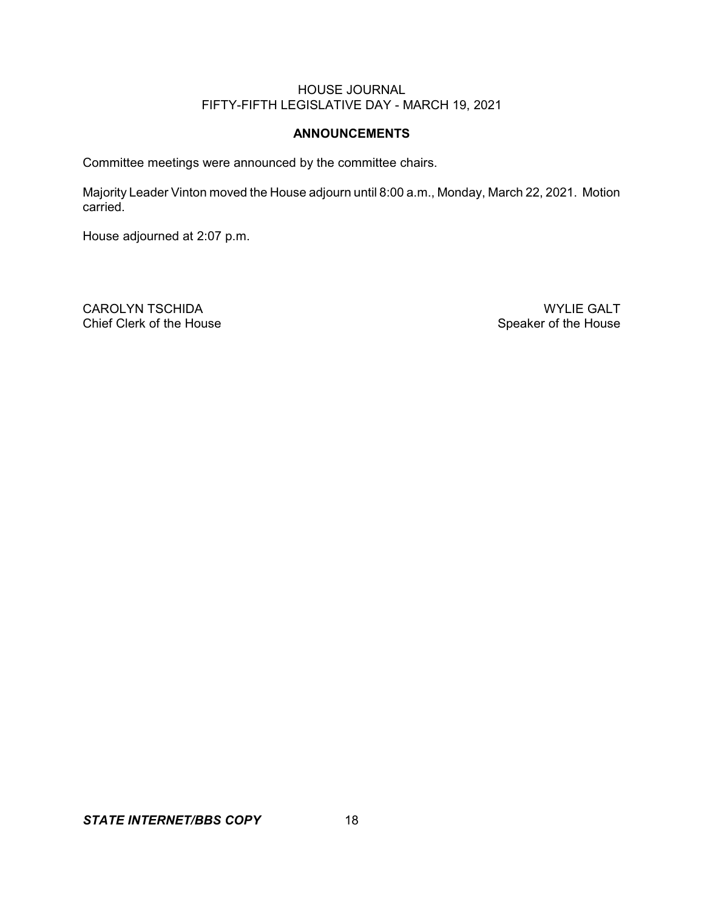## ANNOUNCEMENTS

Committee meetings were announced by the committee chairs.

Majority Leader Vinton moved the House adjourn until 8:00 a.m., Monday, March 22, 2021. Motion carried.

House adjourned at 2:07 p.m.

| | |
|---|---|
| CAROLYN TSCHIDA | WYLIE GALT |
| Chief Clerk of the House | Speaker of the House |